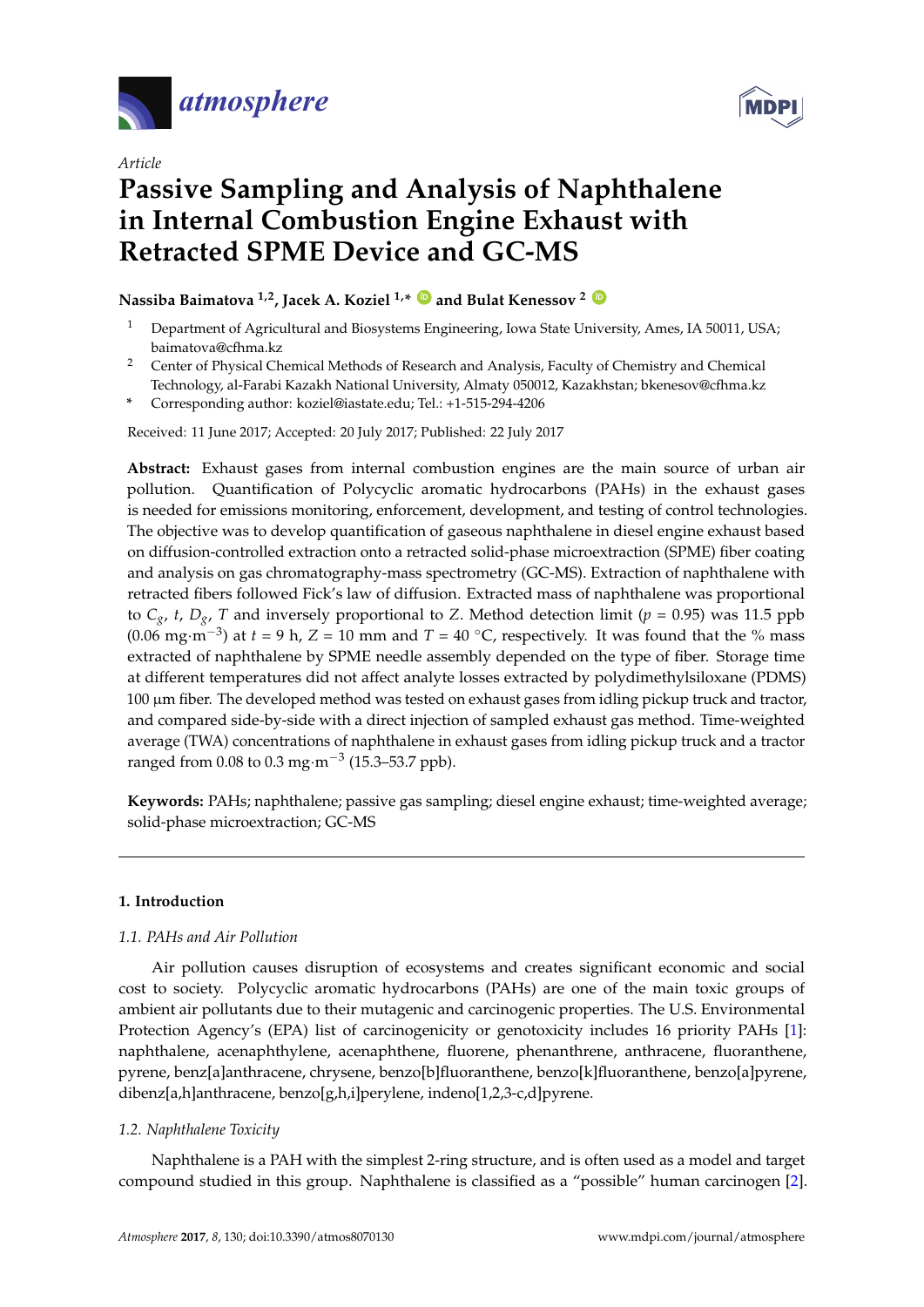*Article*

# Passive Sampling and Analysis of Naphthalene in Internal Combustion Engine Exhaust with Retracted SPME Device and GC-MS

**Nassiba Baimatova [1,2], Jacek A. Koziel [1,*] and Bulat Kenessov [2]**

[1] Department of Agricultural and Biosystems Engineering, Iowa State University, Ames, IA 50011, USA; baimatova@cfhma.kz

[2] Center of Physical Chemical Methods of Research and Analysis, Faculty of Chemistry and Chemical Technology, al-Farabi Kazakh National University, Almaty 050012, Kazakhstan; bkenesov@cfhma.kz

\* Corresponding author: koziel@iastate.edu; Tel.: +1-515-294-4206

Received: 11 June 2017; Accepted: 20 July 2017; Published: 22 July 2017

**Abstract:** Exhaust gases from internal combustion engines are the main source of urban air pollution. Quantification of Polycyclic aromatic hydrocarbons (PAHs) in the exhaust gases is needed for emissions monitoring, enforcement, development, and testing of control technologies. The objective was to develop quantification of gaseous naphthalene in diesel engine exhaust based on diffusion-controlled extraction onto a retracted solid-phase microextraction (SPME) fiber coating and analysis on gas chromatography-mass spectrometry (GC-MS). Extraction of naphthalene with retracted fibers followed Fick's law of diffusion. Extracted mass of naphthalene was proportional to $C_g$, $t$, $D_g$, $T$ and inversely proportional to $Z$. Method detection limit ($p$ = 0.95) was 11.5 ppb (0.06 mg·m$^{-3}$) at $t$ = 9 h, $Z$ = 10 mm and $T$ = 40 °C, respectively. It was found that the % mass extracted of naphthalene by SPME needle assembly depended on the type of fiber. Storage time at different temperatures did not affect analyte losses extracted by polydimethylsiloxane (PDMS) 100 µm fiber. The developed method was tested on exhaust gases from idling pickup truck and tractor, and compared side-by-side with a direct injection of sampled exhaust gas method. Time-weighted average (TWA) concentrations of naphthalene in exhaust gases from idling pickup truck and a tractor ranged from 0.08 to 0.3 mg·m$^{-3}$ (15.3–53.7 ppb).

**Keywords:** PAHs; naphthalene; passive gas sampling; diesel engine exhaust; time-weighted average; solid-phase microextraction; GC-MS

## 1. Introduction

### 1.1. PAHs and Air Pollution

Air pollution causes disruption of ecosystems and creates significant economic and social cost to society. Polycyclic aromatic hydrocarbons (PAHs) are one of the main toxic groups of ambient air pollutants due to their mutagenic and carcinogenic properties. The U.S. Environmental Protection Agency's (EPA) list of carcinogenicity or genotoxicity includes 16 priority PAHs [1]: naphthalene, acenaphthylene, acenaphthene, fluorene, phenanthrene, anthracene, fluoranthene, pyrene, benz[a]anthracene, chrysene, benzo[b]fluoranthene, benzo[k]fluoranthene, benzo[a]pyrene, dibenz[a,h]anthracene, benzo[g,h,i]perylene, indeno[1,2,3-c,d]pyrene.

### 1.2. Naphthalene Toxicity

Naphthalene is a PAH with the simplest 2-ring structure, and is often used as a model and target compound studied in this group. Naphthalene is classified as a "possible" human carcinogen [2].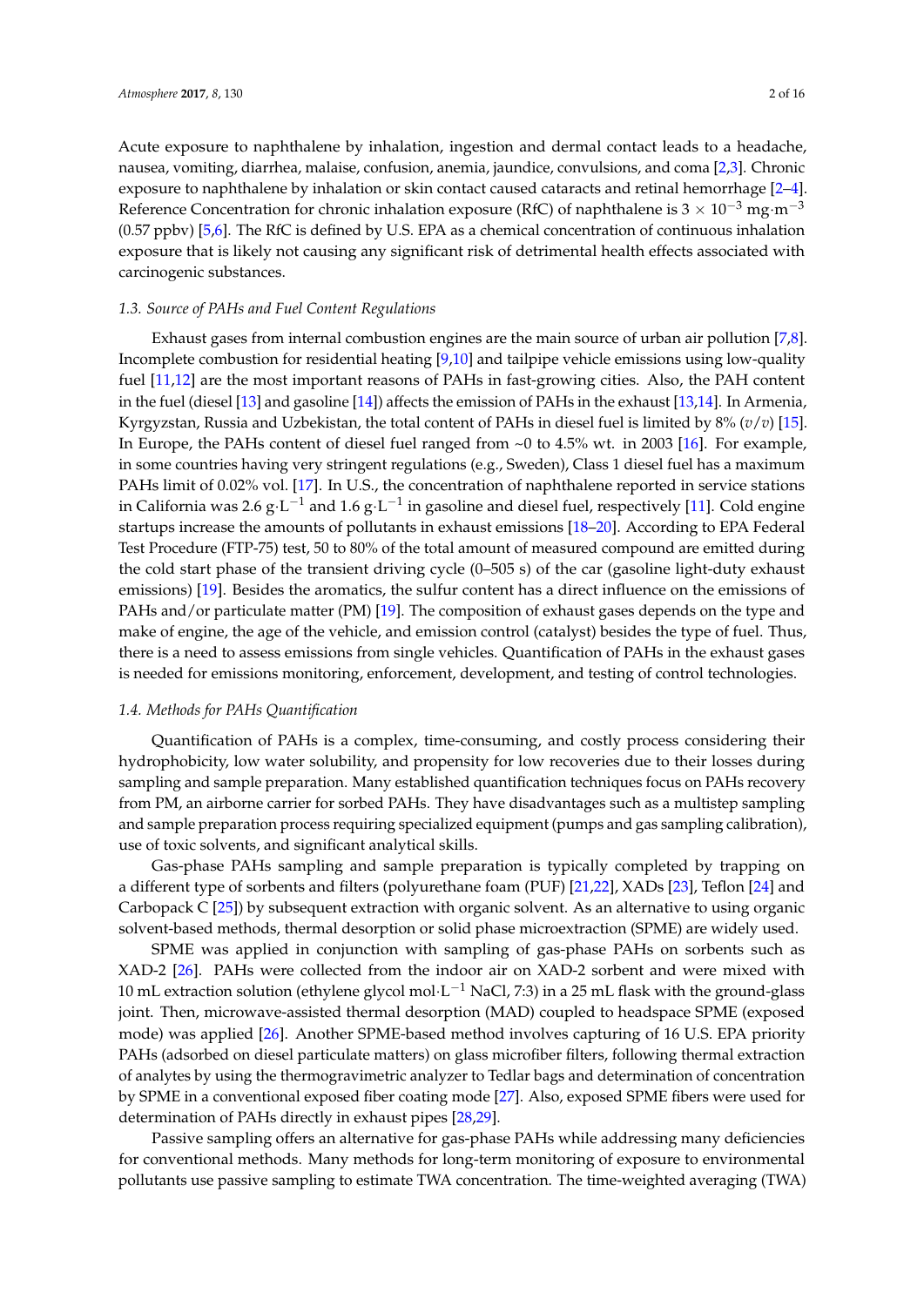Acute exposure to naphthalene by inhalation, ingestion and dermal contact leads to a headache, nausea, vomiting, diarrhea, malaise, confusion, anemia, jaundice, convulsions, and coma [2,3]. Chronic exposure to naphthalene by inhalation or skin contact caused cataracts and retinal hemorrhage [2–4]. Reference Concentration for chronic inhalation exposure (RfC) of naphthalene is $3 \times 10^{-3}$ mg·m$^{-3}$ (0.57 ppbv) [5,6]. The RfC is defined by U.S. EPA as a chemical concentration of continuous inhalation exposure that is likely not causing any significant risk of detrimental health effects associated with carcinogenic substances.

### *1.3. Source of PAHs and Fuel Content Regulations*

Exhaust gases from internal combustion engines are the main source of urban air pollution [7,8]. Incomplete combustion for residential heating [9,10] and tailpipe vehicle emissions using low-quality fuel [11,12] are the most important reasons of PAHs in fast-growing cities. Also, the PAH content in the fuel (diesel [13] and gasoline [14]) affects the emission of PAHs in the exhaust [13,14]. In Armenia, Kyrgyzstan, Russia and Uzbekistan, the total content of PAHs in diesel fuel is limited by 8% (*v*/*v*) [15]. In Europe, the PAHs content of diesel fuel ranged from ~0 to 4.5% wt. in 2003 [16]. For example, in some countries having very stringent regulations (e.g., Sweden), Class 1 diesel fuel has a maximum PAHs limit of 0.02% vol. [17]. In U.S., the concentration of naphthalene reported in service stations in California was 2.6 g·L$^{-1}$ and 1.6 g·L$^{-1}$ in gasoline and diesel fuel, respectively [11]. Cold engine startups increase the amounts of pollutants in exhaust emissions [18–20]. According to EPA Federal Test Procedure (FTP-75) test, 50 to 80% of the total amount of measured compound are emitted during the cold start phase of the transient driving cycle (0–505 s) of the car (gasoline light-duty exhaust emissions) [19]. Besides the aromatics, the sulfur content has a direct influence on the emissions of PAHs and/or particulate matter (PM) [19]. The composition of exhaust gases depends on the type and make of engine, the age of the vehicle, and emission control (catalyst) besides the type of fuel. Thus, there is a need to assess emissions from single vehicles. Quantification of PAHs in the exhaust gases is needed for emissions monitoring, enforcement, development, and testing of control technologies.

### *1.4. Methods for PAHs Quantification*

Quantification of PAHs is a complex, time-consuming, and costly process considering their hydrophobicity, low water solubility, and propensity for low recoveries due to their losses during sampling and sample preparation. Many established quantification techniques focus on PAHs recovery from PM, an airborne carrier for sorbed PAHs. They have disadvantages such as a multistep sampling and sample preparation process requiring specialized equipment (pumps and gas sampling calibration), use of toxic solvents, and significant analytical skills.

Gas-phase PAHs sampling and sample preparation is typically completed by trapping on a different type of sorbents and filters (polyurethane foam (PUF) [21,22], XADs [23], Teflon [24] and Carbopack C [25]) by subsequent extraction with organic solvent. As an alternative to using organic solvent-based methods, thermal desorption or solid phase microextraction (SPME) are widely used.

SPME was applied in conjunction with sampling of gas-phase PAHs on sorbents such as XAD-2 [26]. PAHs were collected from the indoor air on XAD-2 sorbent and were mixed with 10 mL extraction solution (ethylene glycol mol·L$^{-1}$ NaCl, 7:3) in a 25 mL flask with the ground-glass joint. Then, microwave-assisted thermal desorption (MAD) coupled to headspace SPME (exposed mode) was applied [26]. Another SPME-based method involves capturing of 16 U.S. EPA priority PAHs (adsorbed on diesel particulate matters) on glass microfiber filters, following thermal extraction of analytes by using the thermogravimetric analyzer to Tedlar bags and determination of concentration by SPME in a conventional exposed fiber coating mode [27]. Also, exposed SPME fibers were used for determination of PAHs directly in exhaust pipes [28,29].

Passive sampling offers an alternative for gas-phase PAHs while addressing many deficiencies for conventional methods. Many methods for long-term monitoring of exposure to environmental pollutants use passive sampling to estimate TWA concentration. The time-weighted averaging (TWA)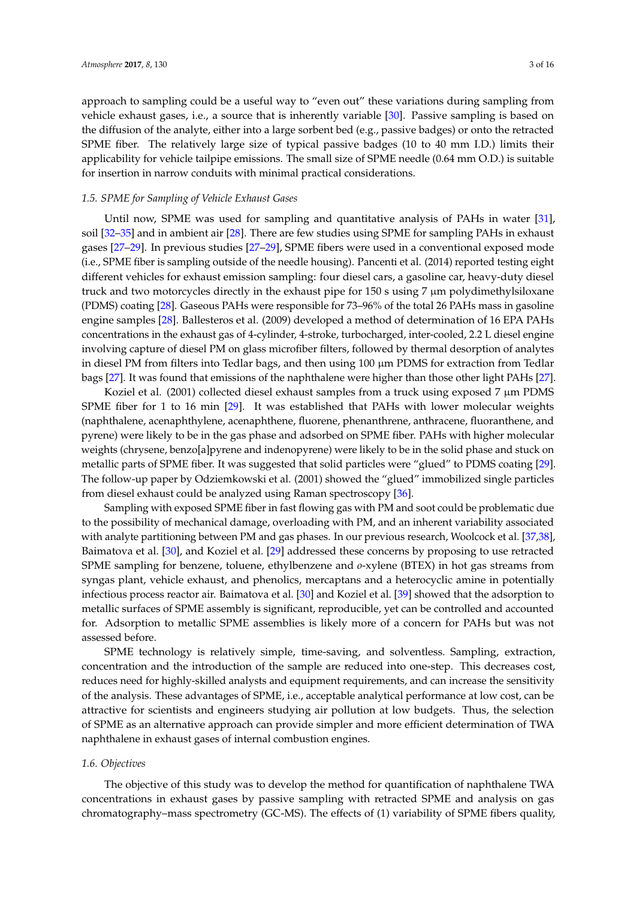approach to sampling could be a useful way to "even out" these variations during sampling from vehicle exhaust gases, i.e., a source that is inherently variable [30]. Passive sampling is based on the diffusion of the analyte, either into a large sorbent bed (e.g., passive badges) or onto the retracted SPME fiber. The relatively large size of typical passive badges (10 to 40 mm I.D.) limits their applicability for vehicle tailpipe emissions. The small size of SPME needle (0.64 mm O.D.) is suitable for insertion in narrow conduits with minimal practical considerations.

### *1.5. SPME for Sampling of Vehicle Exhaust Gases*

Until now, SPME was used for sampling and quantitative analysis of PAHs in water [31], soil [32–35] and in ambient air [28]. There are few studies using SPME for sampling PAHs in exhaust gases [27–29]. In previous studies [27–29], SPME fibers were used in a conventional exposed mode (i.e., SPME fiber is sampling outside of the needle housing). Pancenti et al. (2014) reported testing eight different vehicles for exhaust emission sampling: four diesel cars, a gasoline car, heavy-duty diesel truck and two motorcycles directly in the exhaust pipe for 150 s using 7 µm polydimethylsiloxane (PDMS) coating [28]. Gaseous PAHs were responsible for 73–96% of the total 26 PAHs mass in gasoline engine samples [28]. Ballesteros et al. (2009) developed a method of determination of 16 EPA PAHs concentrations in the exhaust gas of 4-cylinder, 4-stroke, turbocharged, inter-cooled, 2.2 L diesel engine involving capture of diesel PM on glass microfiber filters, followed by thermal desorption of analytes in diesel PM from filters into Tedlar bags, and then using 100 µm PDMS for extraction from Tedlar bags [27]. It was found that emissions of the naphthalene were higher than those other light PAHs [27].

Koziel et al. (2001) collected diesel exhaust samples from a truck using exposed 7 µm PDMS SPME fiber for 1 to 16 min [29]. It was established that PAHs with lower molecular weights (naphthalene, acenaphthylene, acenaphthene, fluorene, phenanthrene, anthracene, fluoranthene, and pyrene) were likely to be in the gas phase and adsorbed on SPME fiber. PAHs with higher molecular weights (chrysene, benzo[a]pyrene and indenopyrene) were likely to be in the solid phase and stuck on metallic parts of SPME fiber. It was suggested that solid particles were "glued" to PDMS coating [29]. The follow-up paper by Odziemkowski et al. (2001) showed the "glued" immobilized single particles from diesel exhaust could be analyzed using Raman spectroscopy [36].

Sampling with exposed SPME fiber in fast flowing gas with PM and soot could be problematic due to the possibility of mechanical damage, overloading with PM, and an inherent variability associated with analyte partitioning between PM and gas phases. In our previous research, Woolcock et al. [37,38], Baimatova et al. [30], and Koziel et al. [29] addressed these concerns by proposing to use retracted SPME sampling for benzene, toluene, ethylbenzene and *o*-xylene (BTEX) in hot gas streams from syngas plant, vehicle exhaust, and phenolics, mercaptans and a heterocyclic amine in potentially infectious process reactor air. Baimatova et al. [30] and Koziel et al. [39] showed that the adsorption to metallic surfaces of SPME assembly is significant, reproducible, yet can be controlled and accounted for. Adsorption to metallic SPME assemblies is likely more of a concern for PAHs but was not assessed before.

SPME technology is relatively simple, time-saving, and solventless. Sampling, extraction, concentration and the introduction of the sample are reduced into one-step. This decreases cost, reduces need for highly-skilled analysts and equipment requirements, and can increase the sensitivity of the analysis. These advantages of SPME, i.e., acceptable analytical performance at low cost, can be attractive for scientists and engineers studying air pollution at low budgets. Thus, the selection of SPME as an alternative approach can provide simpler and more efficient determination of TWA naphthalene in exhaust gases of internal combustion engines.

### *1.6. Objectives*

The objective of this study was to develop the method for quantification of naphthalene TWA concentrations in exhaust gases by passive sampling with retracted SPME and analysis on gas chromatography–mass spectrometry (GC-MS). The effects of (1) variability of SPME fibers quality,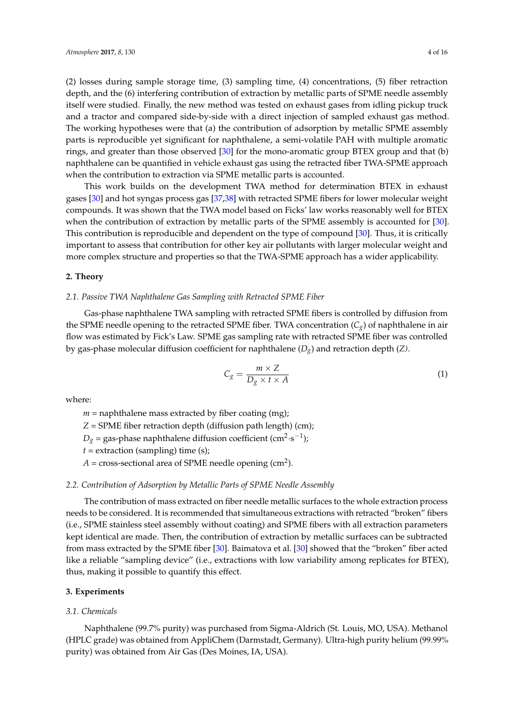(2) losses during sample storage time, (3) sampling time, (4) concentrations, (5) fiber retraction depth, and the (6) interfering contribution of extraction by metallic parts of SPME needle assembly itself were studied. Finally, the new method was tested on exhaust gases from idling pickup truck and a tractor and compared side-by-side with a direct injection of sampled exhaust gas method. The working hypotheses were that (a) the contribution of adsorption by metallic SPME assembly parts is reproducible yet significant for naphthalene, a semi-volatile PAH with multiple aromatic rings, and greater than those observed [30] for the mono-aromatic group BTEX group and that (b) naphthalene can be quantified in vehicle exhaust gas using the retracted fiber TWA-SPME approach when the contribution to extraction via SPME metallic parts is accounted.

This work builds on the development TWA method for determination BTEX in exhaust gases [30] and hot syngas process gas [37,38] with retracted SPME fibers for lower molecular weight compounds. It was shown that the TWA model based on Ficks' law works reasonably well for BTEX when the contribution of extraction by metallic parts of the SPME assembly is accounted for [30]. This contribution is reproducible and dependent on the type of compound [30]. Thus, it is critically important to assess that contribution for other key air pollutants with larger molecular weight and more complex structure and properties so that the TWA-SPME approach has a wider applicability.

## 2. Theory

### *2.1. Passive TWA Naphthalene Gas Sampling with Retracted SPME Fiber*

Gas-phase naphthalene TWA sampling with retracted SPME fibers is controlled by diffusion from the SPME needle opening to the retracted SPME fiber. TWA concentration ($C_g$) of naphthalene in air flow was estimated by Fick's Law. SPME gas sampling rate with retracted SPME fiber was controlled by gas-phase molecular diffusion coefficient for naphthalene ($D_g$) and retraction depth ($Z$).

$$C_g = \frac{m \times Z}{D_g \times t \times A} \quad (1)$$

where:

$m$ = naphthalene mass extracted by fiber coating (mg);
$Z$ = SPME fiber retraction depth (diffusion path length) (cm);
$D_g$ = gas-phase naphthalene diffusion coefficient ($cm^2 \cdot s^{-1}$);
$t$ = extraction (sampling) time (s);
$A$ = cross-sectional area of SPME needle opening ($cm^2$).

### *2.2. Contribution of Adsorption by Metallic Parts of SPME Needle Assembly*

The contribution of mass extracted on fiber needle metallic surfaces to the whole extraction process needs to be considered. It is recommended that simultaneous extractions with retracted "broken" fibers (i.e., SPME stainless steel assembly without coating) and SPME fibers with all extraction parameters kept identical are made. Then, the contribution of extraction by metallic surfaces can be subtracted from mass extracted by the SPME fiber [30]. Baimatova et al. [30] showed that the "broken" fiber acted like a reliable "sampling device" (i.e., extractions with low variability among replicates for BTEX), thus, making it possible to quantify this effect.

## 3. Experiments

### *3.1. Chemicals*

Naphthalene (99.7% purity) was purchased from Sigma-Aldrich (St. Louis, MO, USA). Methanol (HPLC grade) was obtained from AppliChem (Darmstadt, Germany). Ultra-high purity helium (99.99% purity) was obtained from Air Gas (Des Moines, IA, USA).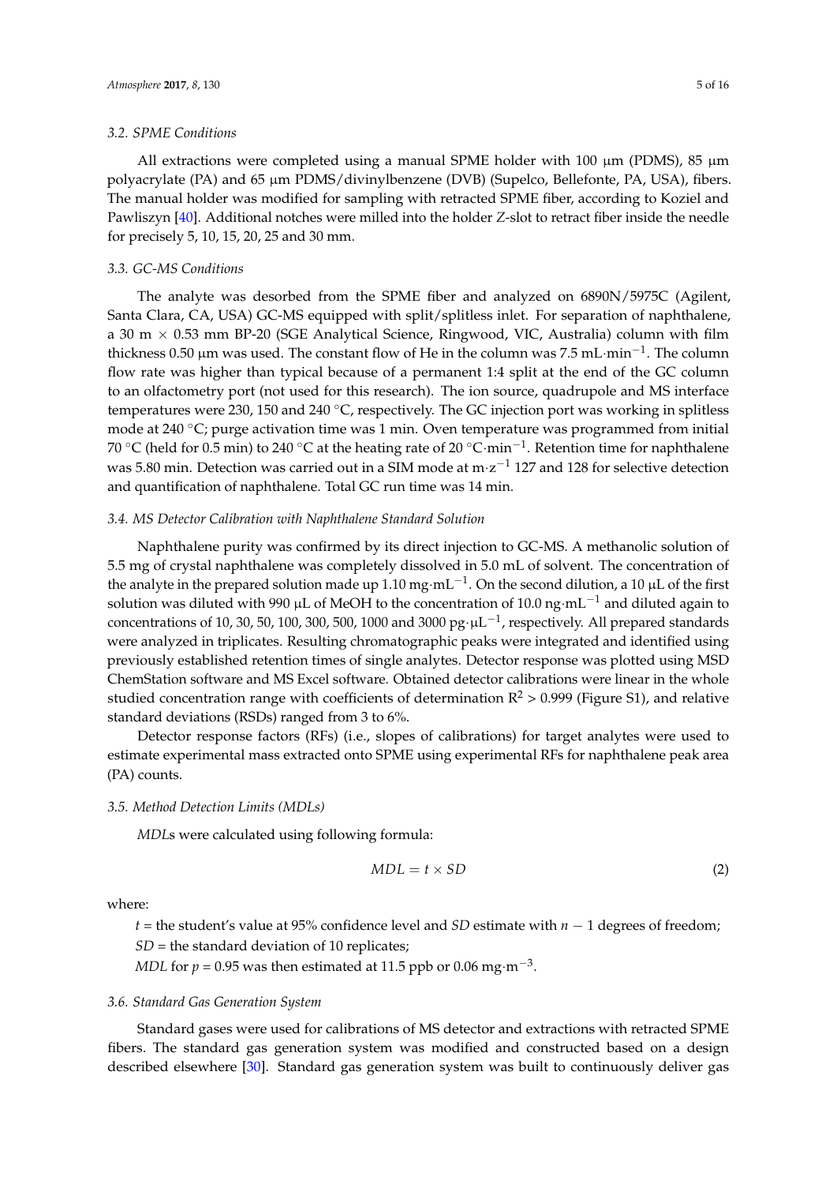### 3.2. SPME Conditions

All extractions were completed using a manual SPME holder with 100 μm (PDMS), 85 μm polyacrylate (PA) and 65 μm PDMS/divinylbenzene (DVB) (Supelco, Bellefonte, PA, USA), fibers. The manual holder was modified for sampling with retracted SPME fiber, according to Koziel and Pawliszyn [40]. Additional notches were milled into the holder *Z*-slot to retract fiber inside the needle for precisely 5, 10, 15, 20, 25 and 30 mm.

### 3.3. GC-MS Conditions

The analyte was desorbed from the SPME fiber and analyzed on 6890N/5975C (Agilent, Santa Clara, CA, USA) GC-MS equipped with split/splitless inlet. For separation of naphthalene, a 30 m × 0.53 mm BP-20 (SGE Analytical Science, Ringwood, VIC, Australia) column with film thickness 0.50 μm was used. The constant flow of He in the column was 7.5 mL·min$^{-1}$. The column flow rate was higher than typical because of a permanent 1:4 split at the end of the GC column to an olfactometry port (not used for this research). The ion source, quadrupole and MS interface temperatures were 230, 150 and 240 °C, respectively. The GC injection port was working in splitless mode at 240 °C; purge activation time was 1 min. Oven temperature was programmed from initial 70 °C (held for 0.5 min) to 240 °C at the heating rate of 20 °C·min$^{-1}$. Retention time for naphthalene was 5.80 min. Detection was carried out in a SIM mode at m·z$^{-1}$ 127 and 128 for selective detection and quantification of naphthalene. Total GC run time was 14 min.

### 3.4. MS Detector Calibration with Naphthalene Standard Solution

Naphthalene purity was confirmed by its direct injection to GC-MS. A methanolic solution of 5.5 mg of crystal naphthalene was completely dissolved in 5.0 mL of solvent. The concentration of the analyte in the prepared solution made up 1.10 mg·mL$^{-1}$. On the second dilution, a 10 μL of the first solution was diluted with 990 μL of MeOH to the concentration of 10.0 ng·mL$^{-1}$ and diluted again to concentrations of 10, 30, 50, 100, 300, 500, 1000 and 3000 pg·μL$^{-1}$, respectively. All prepared standards were analyzed in triplicates. Resulting chromatographic peaks were integrated and identified using previously established retention times of single analytes. Detector response was plotted using MSD ChemStation software and MS Excel software. Obtained detector calibrations were linear in the whole studied concentration range with coefficients of determination $R^2 > 0.999$ (Figure S1), and relative standard deviations (RSDs) ranged from 3 to 6%.

Detector response factors (RFs) (i.e., slopes of calibrations) for target analytes were used to estimate experimental mass extracted onto SPME using experimental RFs for naphthalene peak area (PA) counts.

### 3.5. Method Detection Limits (MDLs)

*MDL*s were calculated using following formula:

$$MDL = t \times SD \tag{2}$$

where:

$t$ = the student's value at 95% confidence level and $SD$ estimate with $n - 1$ degrees of freedom;
$SD$ = the standard deviation of 10 replicates;
$MDL$ for $p = 0.95$ was then estimated at 11.5 ppb or 0.06 mg·m$^{-3}$.

### 3.6. Standard Gas Generation System

Standard gases were used for calibrations of MS detector and extractions with retracted SPME fibers. The standard gas generation system was modified and constructed based on a design described elsewhere [30]. Standard gas generation system was built to continuously deliver gas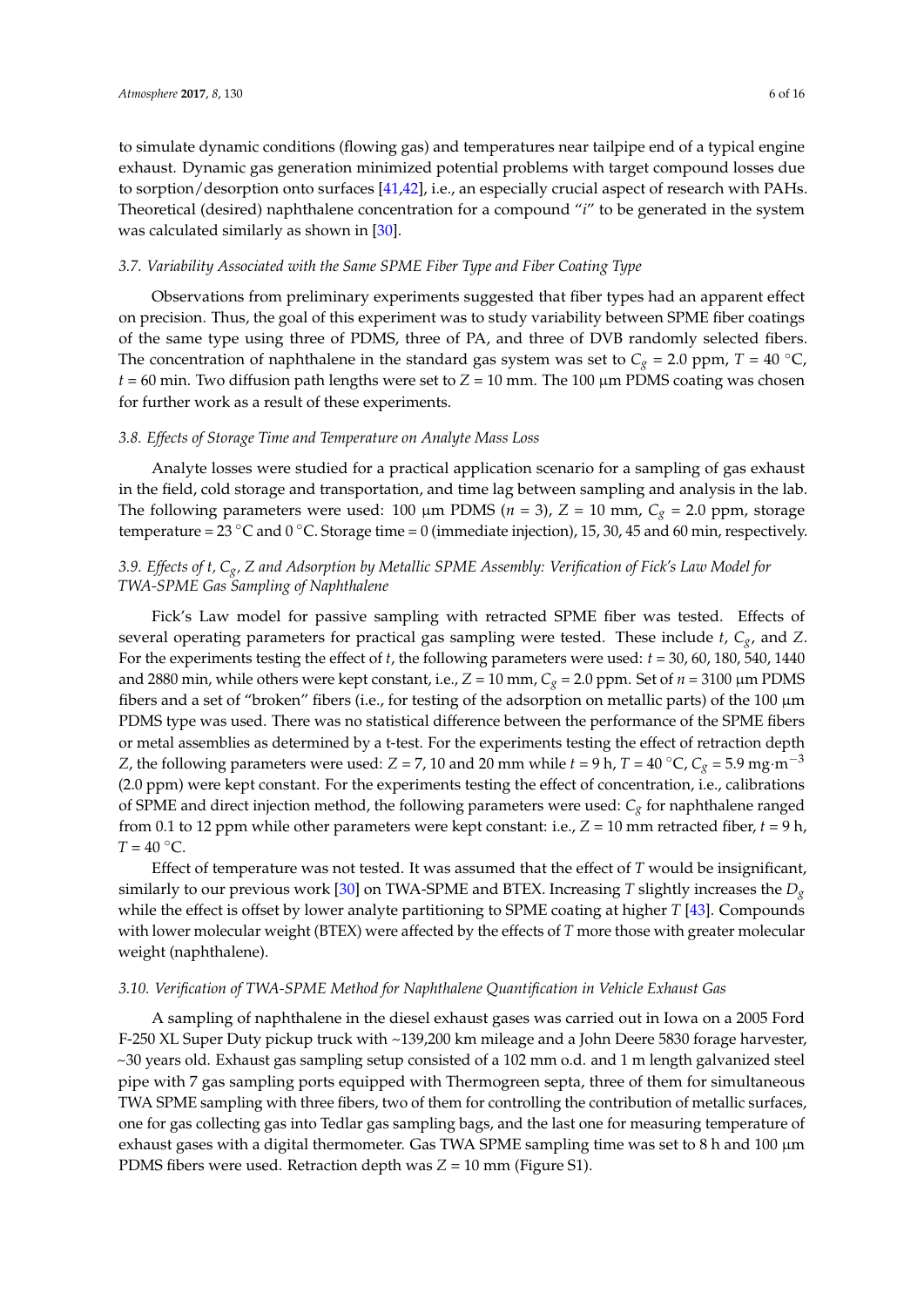to simulate dynamic conditions (flowing gas) and temperatures near tailpipe end of a typical engine exhaust. Dynamic gas generation minimized potential problems with target compound losses due to sorption/desorption onto surfaces [41,42], i.e., an especially crucial aspect of research with PAHs. Theoretical (desired) naphthalene concentration for a compound "$i$" to be generated in the system was calculated similarly as shown in [30].

### 3.7. Variability Associated with the Same SPME Fiber Type and Fiber Coating Type

Observations from preliminary experiments suggested that fiber types had an apparent effect on precision. Thus, the goal of this experiment was to study variability between SPME fiber coatings of the same type using three of PDMS, three of PA, and three of DVB randomly selected fibers. The concentration of naphthalene in the standard gas system was set to $C_g$ = 2.0 ppm, $T$ = 40 °C, $t$ = 60 min. Two diffusion path lengths were set to $Z$ = 10 mm. The 100 µm PDMS coating was chosen for further work as a result of these experiments.

### 3.8. Effects of Storage Time and Temperature on Analyte Mass Loss

Analyte losses were studied for a practical application scenario for a sampling of gas exhaust in the field, cold storage and transportation, and time lag between sampling and analysis in the lab. The following parameters were used: 100 µm PDMS ($n$ = 3), $Z$ = 10 mm, $C_g$ = 2.0 ppm, storage temperature = 23 °C and 0 °C. Storage time = 0 (immediate injection), 15, 30, 45 and 60 min, respectively.

### 3.9. Effects of $t$, $C_g$, $Z$ and Adsorption by Metallic SPME Assembly: Verification of Fick's Law Model for TWA-SPME Gas Sampling of Naphthalene

Fick's Law model for passive sampling with retracted SPME fiber was tested. Effects of several operating parameters for practical gas sampling were tested. These include $t$, $C_g$, and $Z$. For the experiments testing the effect of $t$, the following parameters were used: $t$ = 30, 60, 180, 540, 1440 and 2880 min, while others were kept constant, i.e., $Z$ = 10 mm, $C_g$ = 2.0 ppm. Set of $n$ = 3100 µm PDMS fibers and a set of "broken" fibers (i.e., for testing of the adsorption on metallic parts) of the 100 µm PDMS type was used. There was no statistical difference between the performance of the SPME fibers or metal assemblies as determined by a t-test. For the experiments testing the effect of retraction depth $Z$, the following parameters were used: $Z$ = 7, 10 and 20 mm while $t$ = 9 h, $T$ = 40 °C, $C_g$ = 5.9 mg·m$^{-3}$ (2.0 ppm) were kept constant. For the experiments testing the effect of concentration, i.e., calibrations of SPME and direct injection method, the following parameters were used: $C_g$ for naphthalene ranged from 0.1 to 12 ppm while other parameters were kept constant: i.e., $Z$ = 10 mm retracted fiber, $t$ = 9 h, $T$ = 40 °C.

Effect of temperature was not tested. It was assumed that the effect of $T$ would be insignificant, similarly to our previous work [30] on TWA-SPME and BTEX. Increasing $T$ slightly increases the $D_g$ while the effect is offset by lower analyte partitioning to SPME coating at higher $T$ [43]. Compounds with lower molecular weight (BTEX) were affected by the effects of $T$ more those with greater molecular weight (naphthalene).

### 3.10. Verification of TWA-SPME Method for Naphthalene Quantification in Vehicle Exhaust Gas

A sampling of naphthalene in the diesel exhaust gases was carried out in Iowa on a 2005 Ford F-250 XL Super Duty pickup truck with ~139,200 km mileage and a John Deere 5830 forage harvester, ~30 years old. Exhaust gas sampling setup consisted of a 102 mm o.d. and 1 m length galvanized steel pipe with 7 gas sampling ports equipped with Thermogreen septa, three of them for simultaneous TWA SPME sampling with three fibers, two of them for controlling the contribution of metallic surfaces, one for gas collecting gas into Tedlar gas sampling bags, and the last one for measuring temperature of exhaust gases with a digital thermometer. Gas TWA SPME sampling time was set to 8 h and 100 µm PDMS fibers were used. Retraction depth was $Z$ = 10 mm (Figure S1).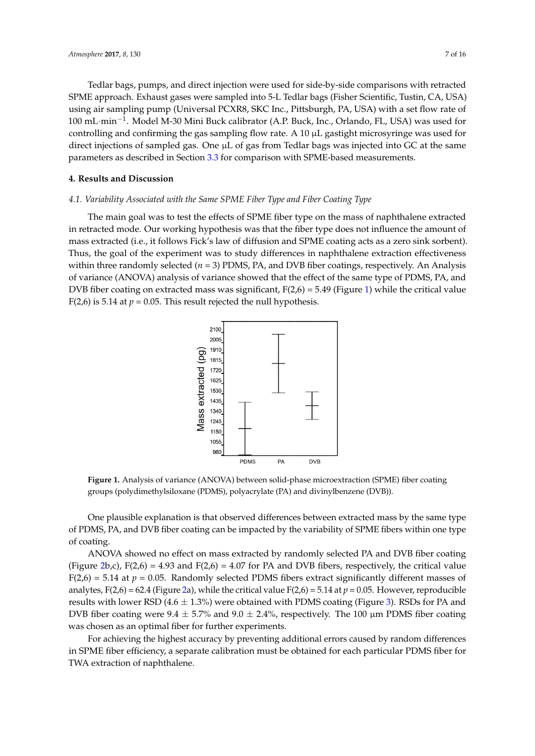Tedlar bags, pumps, and direct injection were used for side-by-side comparisons with retracted SPME approach. Exhaust gases were sampled into 5-L Tedlar bags (Fisher Scientific, Tustin, CA, USA) using air sampling pump (Universal PCXR8, SKC Inc., Pittsburgh, PA, USA) with a set flow rate of 100 mL·min$^{-1}$. Model M-30 Mini Buck calibrator (A.P. Buck, Inc., Orlando, FL, USA) was used for controlling and confirming the gas sampling flow rate. A 10 μL gastight microsyringe was used for direct injections of sampled gas. One μL of gas from Tedlar bags was injected into GC at the same parameters as described in Section 3.3 for comparison with SPME-based measurements.

## 4. Results and Discussion

### *4.1. Variability Associated with the Same SPME Fiber Type and Fiber Coating Type*

The main goal was to test the effects of SPME fiber type on the mass of naphthalene extracted in retracted mode. Our working hypothesis was that the fiber type does not influence the amount of mass extracted (i.e., it follows Fick's law of diffusion and SPME coating acts as a zero sink sorbent). Thus, the goal of the experiment was to study differences in naphthalene extraction effectiveness within three randomly selected ($n = 3$) PDMS, PA, and DVB fiber coatings, respectively. An Analysis of variance (ANOVA) analysis of variance showed that the effect of the same type of PDMS, PA, and DVB fiber coating on extracted mass was significant, $F(2,6) = 5.49$ (Figure 1) while the critical value $F(2,6)$ is 5.14 at $p = 0.05$. This result rejected the null hypothesis.

**Figure 1.** Analysis of variance (ANOVA) between solid-phase microextraction (SPME) fiber coating groups (polydimethylsiloxane (PDMS), polyacrylate (PA) and divinylbenzene (DVB)).

One plausible explanation is that observed differences between extracted mass by the same type of PDMS, PA, and DVB fiber coating can be impacted by the variability of SPME fibers within one type of coating.

ANOVA showed no effect on mass extracted by randomly selected PA and DVB fiber coating (Figure 2b,c), $F(2,6) = 4.93$ and $F(2,6) = 4.07$ for PA and DVB fibers, respectively, the critical value $F(2,6) = 5.14$ at $p = 0.05$. Randomly selected PDMS fibers extract significantly different masses of analytes, $F(2,6) = 62.4$ (Figure 2a), while the critical value $F(2,6) = 5.14$ at $p = 0.05$. However, reproducible results with lower RSD (4.6 ± 1.3%) were obtained with PDMS coating (Figure 3). RSDs for PA and DVB fiber coating were 9.4 ± 5.7% and 9.0 ± 2.4%, respectively. The 100 μm PDMS fiber coating was chosen as an optimal fiber for further experiments.

For achieving the highest accuracy by preventing additional errors caused by random differences in SPME fiber efficiency, a separate calibration must be obtained for each particular PDMS fiber for TWA extraction of naphthalene.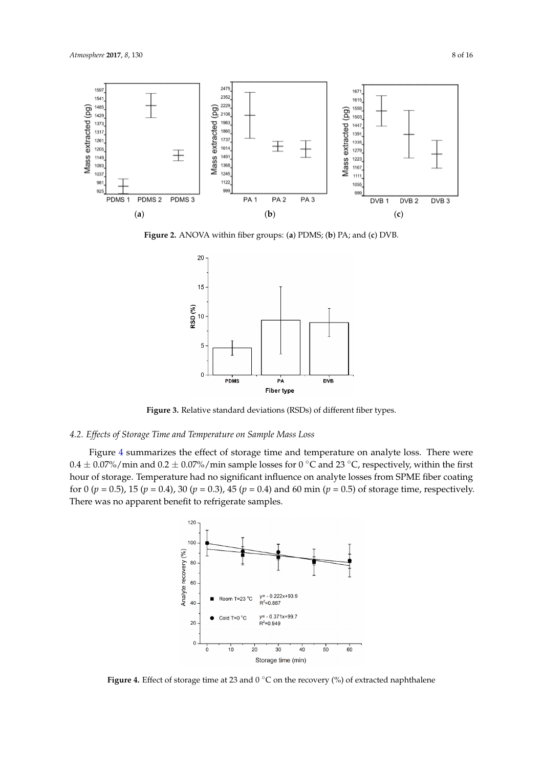**Figure 2.** ANOVA within fiber groups: (**a**) PDMS; (**b**) PA; and (**c**) DVB.

**Figure 3.** Relative standard deviations (RSDs) of different fiber types.

### 4.2. Effects of Storage Time and Temperature on Sample Mass Loss

Figure 4 summarizes the effect of storage time and temperature on analyte loss. There were $0.4 \pm 0.07\%/\text{min}$ and $0.2 \pm 0.07\%/\text{min}$ sample losses for 0 °C and 23 °C, respectively, within the first hour of storage. Temperature had no significant influence on analyte losses from SPME fiber coating for 0 ($p = 0.5$), 15 ($p = 0.4$), 30 ($p = 0.3$), 45 ($p = 0.4$) and 60 min ($p = 0.5$) of storage time, respectively. There was no apparent benefit to refrigerate samples.

**Figure 4.** Effect of storage time at 23 and 0 °C on the recovery (%) of extracted naphthalene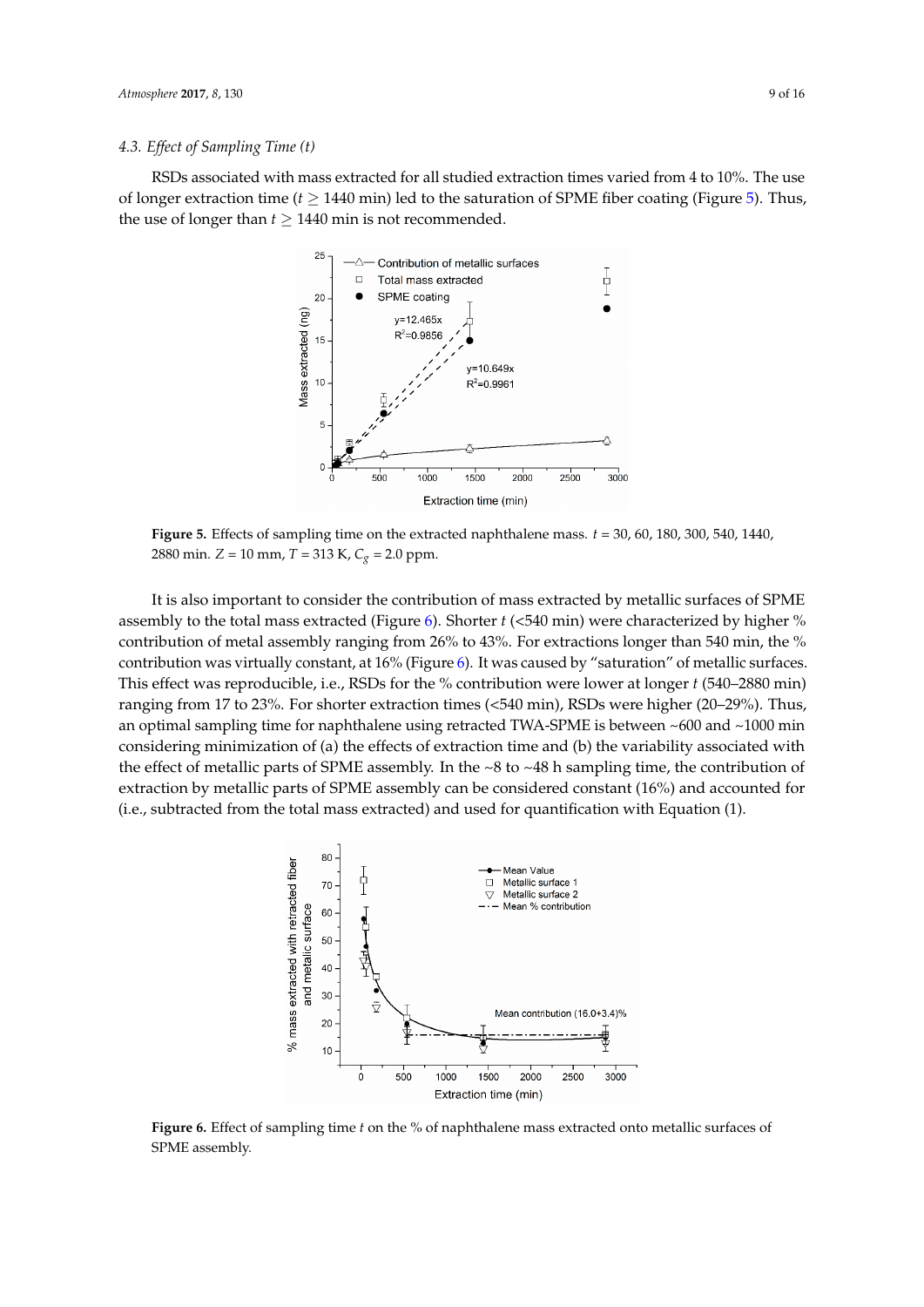### 4.3. Effect of Sampling Time (t)

RSDs associated with mass extracted for all studied extraction times varied from 4 to 10%. The use of longer extraction time ($t \geq 1440$ min) led to the saturation of SPME fiber coating (Figure 5). Thus, the use of longer than $t \geq 1440$ min is not recommended.

**Figure 5.** Effects of sampling time on the extracted naphthalene mass. $t$ = 30, 60, 180, 300, 540, 1440, 2880 min. $Z$ = 10 mm, $T$ = 313 K, $C_g$ = 2.0 ppm.

It is also important to consider the contribution of mass extracted by metallic surfaces of SPME assembly to the total mass extracted (Figure 6). Shorter $t$ (<540 min) were characterized by higher % contribution of metal assembly ranging from 26% to 43%. For extractions longer than 540 min, the % contribution was virtually constant, at 16% (Figure 6). It was caused by "saturation" of metallic surfaces. This effect was reproducible, i.e., RSDs for the % contribution were lower at longer $t$ (540–2880 min) ranging from 17 to 23%. For shorter extraction times (<540 min), RSDs were higher (20–29%). Thus, an optimal sampling time for naphthalene using retracted TWA-SPME is between ~600 and ~1000 min considering minimization of (a) the effects of extraction time and (b) the variability associated with the effect of metallic parts of SPME assembly. In the ~8 to ~48 h sampling time, the contribution of extraction by metallic parts of SPME assembly can be considered constant (16%) and accounted for (i.e., subtracted from the total mass extracted) and used for quantification with Equation (1).

**Figure 6.** Effect of sampling time $t$ on the % of naphthalene mass extracted onto metallic surfaces of SPME assembly.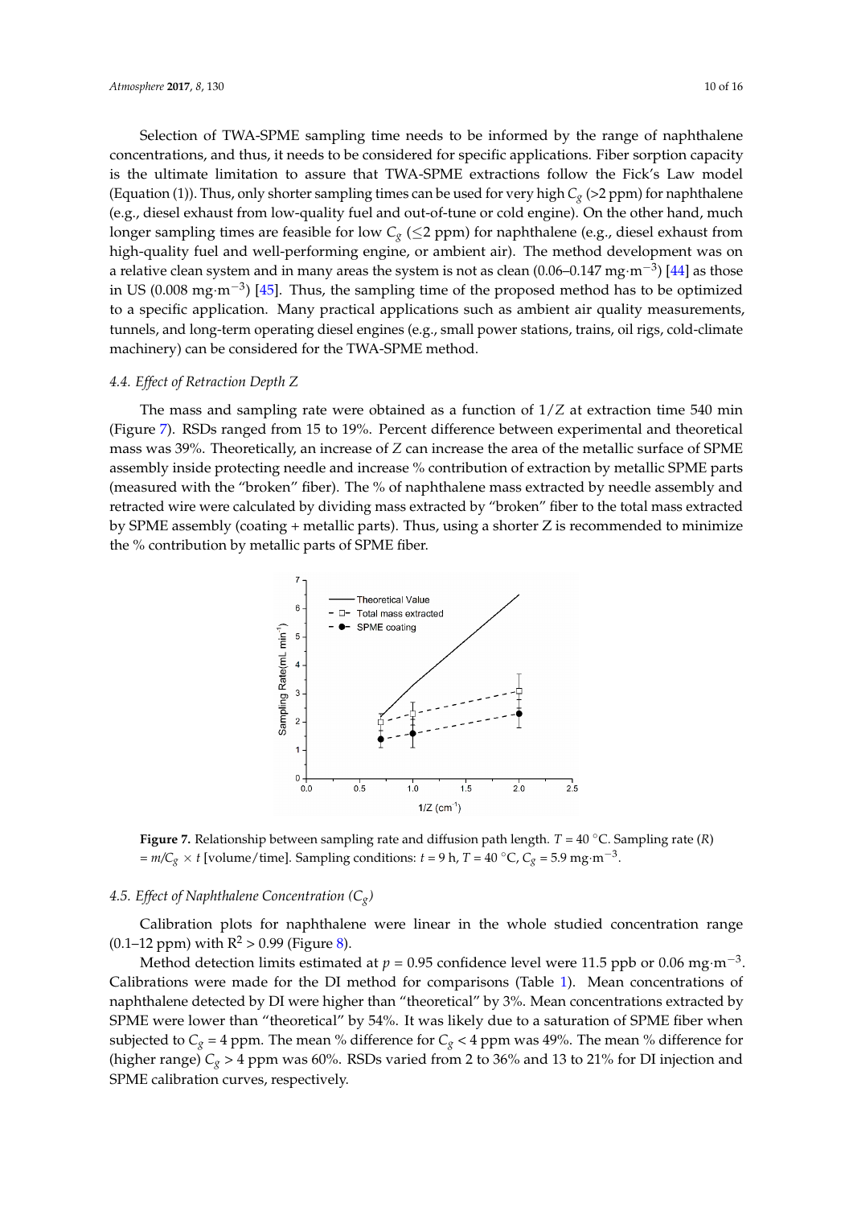Selection of TWA-SPME sampling time needs to be informed by the range of naphthalene concentrations, and thus, it needs to be considered for specific applications. Fiber sorption capacity is the ultimate limitation to assure that TWA-SPME extractions follow the Fick's Law model (Equation (1)). Thus, only shorter sampling times can be used for very high $C_g$ (>2 ppm) for naphthalene (e.g., diesel exhaust from low-quality fuel and out-of-tune or cold engine). On the other hand, much longer sampling times are feasible for low $C_g$ ($\leq$2 ppm) for naphthalene (e.g., diesel exhaust from high-quality fuel and well-performing engine, or ambient air). The method development was on a relative clean system and in many areas the system is not as clean (0.06–0.147 mg·m$^{-3}$) [44] as those in US (0.008 mg·m$^{-3}$) [45]. Thus, the sampling time of the proposed method has to be optimized to a specific application. Many practical applications such as ambient air quality measurements, tunnels, and long-term operating diesel engines (e.g., small power stations, trains, oil rigs, cold-climate machinery) can be considered for the TWA-SPME method.

### 4.4. Effect of Retraction Depth Z

The mass and sampling rate were obtained as a function of $1/Z$ at extraction time 540 min (Figure 7). RSDs ranged from 15 to 19%. Percent difference between experimental and theoretical mass was 39%. Theoretically, an increase of $Z$ can increase the area of the metallic surface of SPME assembly inside protecting needle and increase % contribution of extraction by metallic SPME parts (measured with the "broken" fiber). The % of naphthalene mass extracted by needle assembly and retracted wire were calculated by dividing mass extracted by "broken" fiber to the total mass extracted by SPME assembly (coating + metallic parts). Thus, using a shorter Z is recommended to minimize the % contribution by metallic parts of SPME fiber.

**Figure 7.** Relationship between sampling rate and diffusion path length. $T$ = 40 °C. Sampling rate ($R$) = $m/C_g \times t$ [volume/time]. Sampling conditions: $t$ = 9 h, $T$ = 40 °C, $C_g$ = 5.9 mg·m$^{-3}$.

### 4.5. Effect of Naphthalene Concentration ($C_g$)

Calibration plots for naphthalene were linear in the whole studied concentration range (0.1–12 ppm) with $R^2$ > 0.99 (Figure 8).

Method detection limits estimated at $p$ = 0.95 confidence level were 11.5 ppb or 0.06 mg·m$^{-3}$. Calibrations were made for the DI method for comparisons (Table 1). Mean concentrations of naphthalene detected by DI were higher than "theoretical" by 3%. Mean concentrations extracted by SPME were lower than "theoretical" by 54%. It was likely due to a saturation of SPME fiber when subjected to $C_g$ = 4 ppm. The mean % difference for $C_g$ < 4 ppm was 49%. The mean % difference for (higher range) $C_g$ > 4 ppm was 60%. RSDs varied from 2 to 36% and 13 to 21% for DI injection and SPME calibration curves, respectively.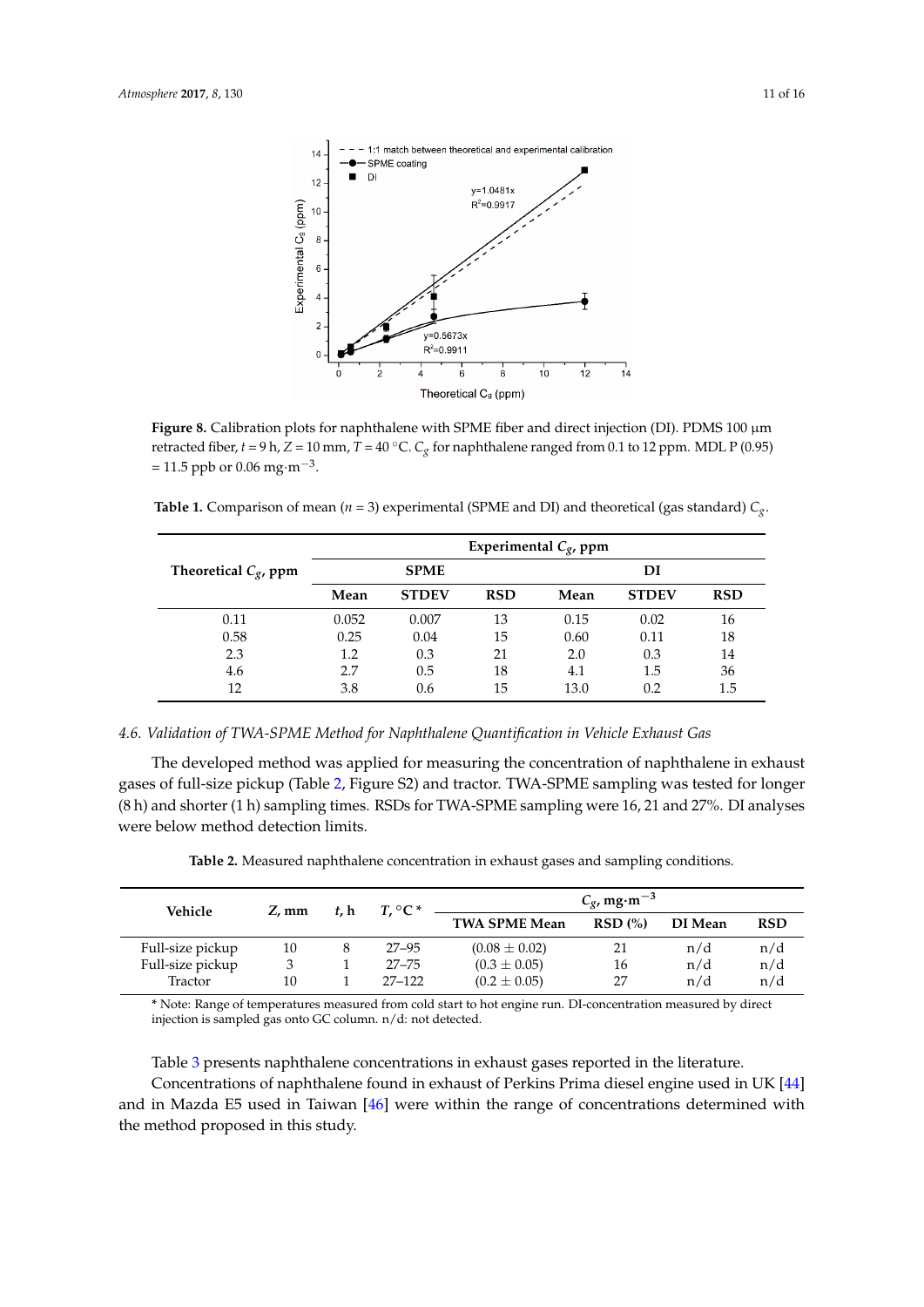**Figure 8.** Calibration plots for naphthalene with SPME fiber and direct injection (DI). PDMS 100 μm retracted fiber, $t$ = 9 h, $Z$ = 10 mm, $T$ = 40 °C. $C_g$ for naphthalene ranged from 0.1 to 12 ppm. MDL P (0.95) = 11.5 ppb or 0.06 mg·m$^{-3}$.

**Table 1.** Comparison of mean ($n$ = 3) experimental (SPME and DI) and theoretical (gas standard) $C_g$.

| Theoretical $C_g$, ppm | Experimental $C_g$, ppm | | | | | |
|---|---|---|---|---|---|---|
| | SPME | | | DI | | |
| | Mean | STDEV | RSD | Mean | STDEV | RSD |
| 0.11 | 0.052 | 0.007 | 13 | 0.15 | 0.02 | 16 |
| 0.58 | 0.25 | 0.04 | 15 | 0.60 | 0.11 | 18 |
| 2.3 | 1.2 | 0.3 | 21 | 2.0 | 0.3 | 14 |
| 4.6 | 2.7 | 0.5 | 18 | 4.1 | 1.5 | 36 |
| 12 | 3.8 | 0.6 | 15 | 13.0 | 0.2 | 1.5 |

### 4.6. Validation of TWA-SPME Method for Naphthalene Quantification in Vehicle Exhaust Gas

The developed method was applied for measuring the concentration of naphthalene in exhaust gases of full-size pickup (Table 2, Figure S2) and tractor. TWA-SPME sampling was tested for longer (8 h) and shorter (1 h) sampling times. RSDs for TWA-SPME sampling were 16, 21 and 27%. DI analyses were below method detection limits.

**Table 2.** Measured naphthalene concentration in exhaust gases and sampling conditions.

| Vehicle | $Z$, mm | $t$, h | $T$, °C * | $C_g$, mg·m$^{-3}$ | | | |
|---|---|---|---|---|---|---|---|
| | | | | TWA SPME Mean | RSD (%) | DI Mean | RSD |
| Full-size pickup | 10 | 8 | 27–95 | (0.08 ± 0.02) | 21 | n/d | n/d |
| Full-size pickup | 3 | 1 | 27–75 | (0.3 ± 0.05) | 16 | n/d | n/d |
| Tractor | 10 | 1 | 27–122 | (0.2 ± 0.05) | 27 | n/d | n/d |

\* Note: Range of temperatures measured from cold start to hot engine run. DI-concentration measured by direct injection is sampled gas onto GC column. n/d: not detected.

Table 3 presents naphthalene concentrations in exhaust gases reported in the literature.

Concentrations of naphthalene found in exhaust of Perkins Prima diesel engine used in UK [44] and in Mazda E5 used in Taiwan [46] were within the range of concentrations determined with the method proposed in this study.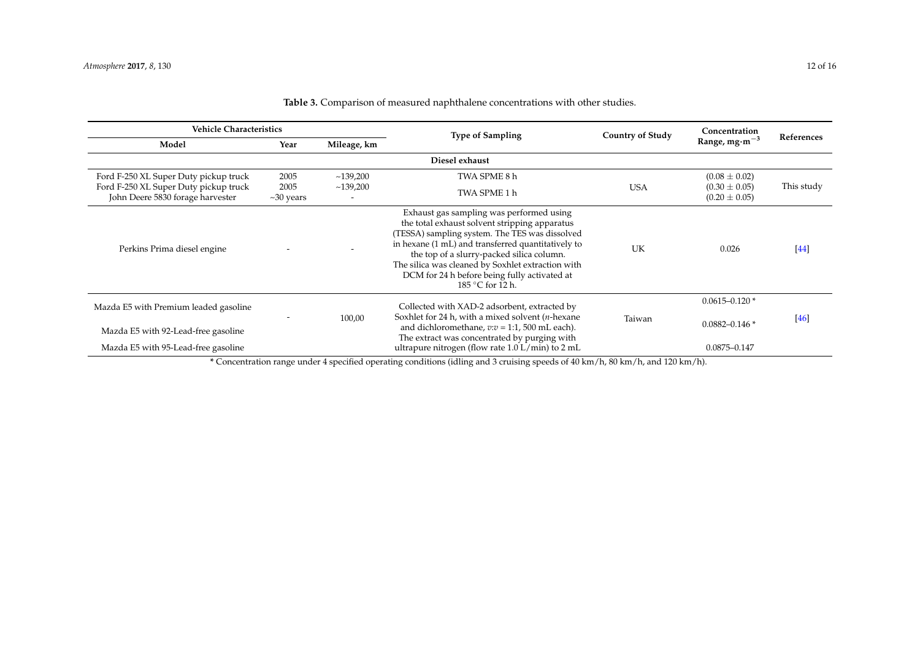**Table 3.** Comparison of measured naphthalene concentrations with other studies.

| Vehicle Characteristics | | | Type of Sampling | Country of Study | Concentration Range, mg·m$^{-3}$ | References |
|---|---|---|---|---|---|---|
| Model | Year | Mileage, km | | | | |
| | | | Diesel exhaust | | | |
| Ford F-250 XL Super Duty pickup truck | 2005 | ~139,200 | TWA SPME 8 h | USA | (0.08 ± 0.02) | This study |
| Ford F-250 XL Super Duty pickup truck | 2005 | ~139,200 | TWA SPME 1 h | | (0.30 ± 0.05) | |
| John Deere 5830 forage harvester | ~30 years | - | | | (0.20 ± 0.05) | |
| Perkins Prima diesel engine | - | - | Exhaust gas sampling was performed using the total exhaust solvent stripping apparatus (TESSA) sampling system. The TES was dissolved in hexane (1 mL) and transferred quantitatively to the top of a slurry-packed silica column. The silica was cleaned by Soxhlet extraction with DCM for 24 h before being fully activated at 185 °C for 12 h. | UK | 0.026 | [44] |
| Mazda E5 with Premium leaded gasoline | - | 100,00 | Collected with XAD-2 adsorbent, extracted by Soxhlet for 24 h, with a mixed solvent (*n*-hexane and dichloromethane, *v*:*v* = 1:1, 500 mL each). The extract was concentrated by purging with ultrapure nitrogen (flow rate 1.0 L/min) to 2 mL | Taiwan | 0.0615–0.120 * | [46] |
| Mazda E5 with 92-Lead-free gasoline | | | | | 0.0882–0.146 * | |
| Mazda E5 with 95-Lead-free gasoline | | | | | 0.0875–0.147 | |

* Concentration range under 4 specified operating conditions (idling and 3 cruising speeds of 40 km/h, 80 km/h, and 120 km/h).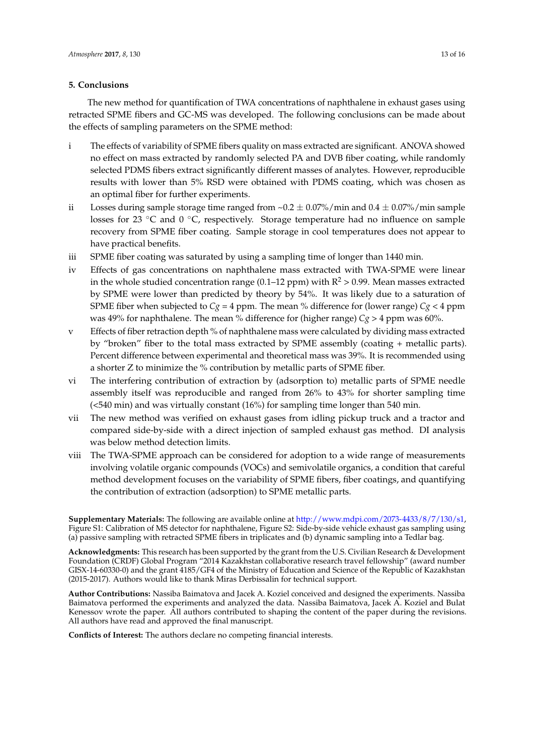## 5. Conclusions

The new method for quantification of TWA concentrations of naphthalene in exhaust gases using retracted SPME fibers and GC-MS was developed. The following conclusions can be made about the effects of sampling parameters on the SPME method:

i The effects of variability of SPME fibers quality on mass extracted are significant. ANOVA showed no effect on mass extracted by randomly selected PA and DVB fiber coating, while randomly selected PDMS fibers extract significantly different masses of analytes. However, reproducible results with lower than 5% RSD were obtained with PDMS coating, which was chosen as an optimal fiber for further experiments.

ii Losses during sample storage time ranged from ~0.2 ± 0.07%/min and 0.4 ± 0.07%/min sample losses for 23 °C and 0 °C, respectively. Storage temperature had no influence on sample recovery from SPME fiber coating. Sample storage in cool temperatures does not appear to have practical benefits.

iii SPME fiber coating was saturated by using a sampling time of longer than 1440 min.

iv Effects of gas concentrations on naphthalene mass extracted with TWA-SPME were linear in the whole studied concentration range (0.1–12 ppm) with $R^2 > 0.99$. Mean masses extracted by SPME were lower than predicted by theory by 54%. It was likely due to a saturation of SPME fiber when subjected to $Cg = 4$ ppm. The mean % difference for (lower range) $Cg < 4$ ppm was 49% for naphthalene. The mean % difference for (higher range) $Cg > 4$ ppm was 60%.

v Effects of fiber retraction depth % of naphthalene mass were calculated by dividing mass extracted by "broken" fiber to the total mass extracted by SPME assembly (coating + metallic parts). Percent difference between experimental and theoretical mass was 39%. It is recommended using a shorter Z to minimize the % contribution by metallic parts of SPME fiber.

vi The interfering contribution of extraction by (adsorption to) metallic parts of SPME needle assembly itself was reproducible and ranged from 26% to 43% for shorter sampling time (<540 min) and was virtually constant (16%) for sampling time longer than 540 min.

vii The new method was verified on exhaust gases from idling pickup truck and a tractor and compared side-by-side with a direct injection of sampled exhaust gas method. DI analysis was below method detection limits.

viii The TWA-SPME approach can be considered for adoption to a wide range of measurements involving volatile organic compounds (VOCs) and semivolatile organics, a condition that careful method development focuses on the variability of SPME fibers, fiber coatings, and quantifying the contribution of extraction (adsorption) to SPME metallic parts.

**Supplementary Materials:** The following are available online at http://www.mdpi.com/2073-4433/8/7/130/s1, Figure S1: Calibration of MS detector for naphthalene, Figure S2: Side-by-side vehicle exhaust gas sampling using (a) passive sampling with retracted SPME fibers in triplicates and (b) dynamic sampling into a Tedlar bag.

**Acknowledgments:** This research has been supported by the grant from the U.S. Civilian Research & Development Foundation (CRDF) Global Program "2014 Kazakhstan collaborative research travel fellowship" (award number GISX-14-60330-0) and the grant 4185/GF4 of the Ministry of Education and Science of the Republic of Kazakhstan (2015-2017). Authors would like to thank Miras Derbissalin for technical support.

**Author Contributions:** Nassiba Baimatova and Jacek A. Koziel conceived and designed the experiments. Nassiba Baimatova performed the experiments and analyzed the data. Nassiba Baimatova, Jacek A. Koziel and Bulat Kenessov wrote the paper. All authors contributed to shaping the content of the paper during the revisions. All authors have read and approved the final manuscript.

**Conflicts of Interest:** The authors declare no competing financial interests.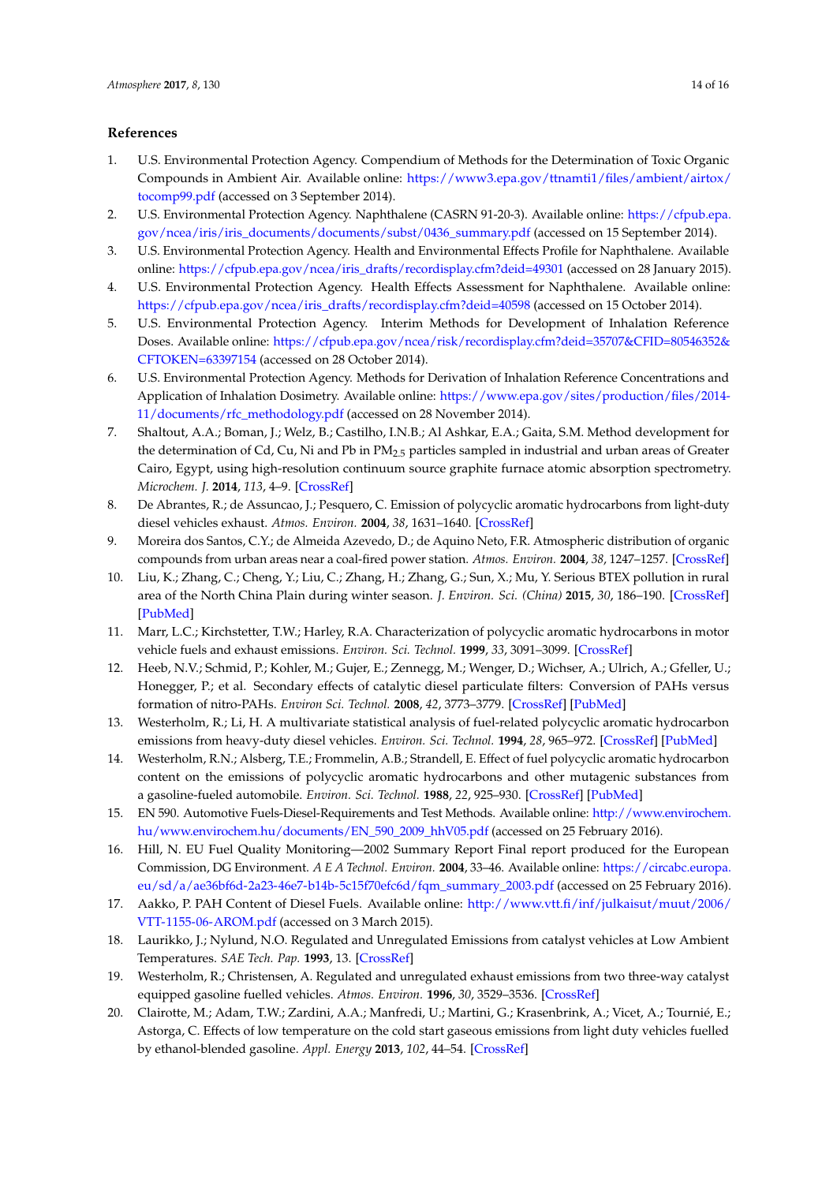## References

1. U.S. Environmental Protection Agency. Compendium of Methods for the Determination of Toxic Organic Compounds in Ambient Air. Available online: https://www3.epa.gov/ttnamti1/files/ambient/airtox/tocomp99.pdf (accessed on 3 September 2014).
2. U.S. Environmental Protection Agency. Naphthalene (CASRN 91-20-3). Available online: https://cfpub.epa.gov/ncea/iris/iris_documents/documents/subst/0436_summary.pdf (accessed on 15 September 2014).
3. U.S. Environmental Protection Agency. Health and Environmental Effects Profile for Naphthalene. Available online: https://cfpub.epa.gov/ncea/iris_drafts/recordisplay.cfm?deid=49301 (accessed on 28 January 2015).
4. U.S. Environmental Protection Agency. Health Effects Assessment for Naphthalene. Available online: https://cfpub.epa.gov/ncea/iris_drafts/recordisplay.cfm?deid=40598 (accessed on 15 October 2014).
5. U.S. Environmental Protection Agency. Interim Methods for Development of Inhalation Reference Doses. Available online: https://cfpub.epa.gov/ncea/risk/recordisplay.cfm?deid=35707&CFID=80546352&CFTOKEN=63397154 (accessed on 28 October 2014).
6. U.S. Environmental Protection Agency. Methods for Derivation of Inhalation Reference Concentrations and Application of Inhalation Dosimetry. Available online: https://www.epa.gov/sites/production/files/2014-11/documents/rfc_methodology.pdf (accessed on 28 November 2014).
7. Shaltout, A.A.; Boman, J.; Welz, B.; Castilho, I.N.B.; Al Ashkar, E.A.; Gaita, S.M. Method development for the determination of Cd, Cu, Ni and Pb in $PM_{2.5}$ particles sampled in industrial and urban areas of Greater Cairo, Egypt, using high-resolution continuum source graphite furnace atomic absorption spectrometry. *Microchem. J.* **2014**, *113*, 4–9. [CrossRef]
8. De Abrantes, R.; de Assuncao, J.; Pesquero, C. Emission of polycyclic aromatic hydrocarbons from light-duty diesel vehicles exhaust. *Atmos. Environ.* **2004**, *38*, 1631–1640. [CrossRef]
9. Moreira dos Santos, C.Y.; de Almeida Azevedo, D.; de Aquino Neto, F.R. Atmospheric distribution of organic compounds from urban areas near a coal-fired power station. *Atmos. Environ.* **2004**, *38*, 1247–1257. [CrossRef]
10. Liu, K.; Zhang, C.; Cheng, Y.; Liu, C.; Zhang, H.; Zhang, G.; Sun, X.; Mu, Y. Serious BTEX pollution in rural area of the North China Plain during winter season. *J. Environ. Sci. (China)* **2015**, *30*, 186–190. [CrossRef] [PubMed]
11. Marr, L.C.; Kirchstetter, T.W.; Harley, R.A. Characterization of polycyclic aromatic hydrocarbons in motor vehicle fuels and exhaust emissions. *Environ. Sci. Technol.* **1999**, *33*, 3091–3099. [CrossRef]
12. Heeb, N.V.; Schmid, P.; Kohler, M.; Gujer, E.; Zennegg, M.; Wenger, D.; Wichser, A.; Ulrich, A.; Gfeller, U.; Honegger, P.; et al. Secondary effects of catalytic diesel particulate filters: Conversion of PAHs versus formation of nitro-PAHs. *Environ Sci. Technol.* **2008**, *42*, 3773–3779. [CrossRef] [PubMed]
13. Westerholm, R.; Li, H. A multivariate statistical analysis of fuel-related polycyclic aromatic hydrocarbon emissions from heavy-duty diesel vehicles. *Environ. Sci. Technol.* **1994**, *28*, 965–972. [CrossRef] [PubMed]
14. Westerholm, R.N.; Alsberg, T.E.; Frommelin, A.B.; Strandell, E. Effect of fuel polycyclic aromatic hydrocarbon content on the emissions of polycyclic aromatic hydrocarbons and other mutagenic substances from a gasoline-fueled automobile. *Environ. Sci. Technol.* **1988**, *22*, 925–930. [CrossRef] [PubMed]
15. EN 590. Automotive Fuels-Diesel-Requirements and Test Methods. Available online: http://www.envirochem.hu/www.envirochem.hu/documents/EN_590_2009_hhV05.pdf (accessed on 25 February 2016).
16. Hill, N. EU Fuel Quality Monitoring—2002 Summary Report Final report produced for the European Commission, DG Environment. *A E A Technol. Environ.* **2004**, 33–46. Available online: https://circabc.europa.eu/sd/a/ae36bf6d-2a23-46e7-b14b-5c15f70efc6d/fqm_summary_2003.pdf (accessed on 25 February 2016).
17. Aakko, P. PAH Content of Diesel Fuels. Available online: http://www.vtt.fi/inf/julkaisut/muut/2006/VTT-1155-06-AROM.pdf (accessed on 3 March 2015).
18. Laurikko, J.; Nylund, N.O. Regulated and Unregulated Emissions from catalyst vehicles at Low Ambient Temperatures. *SAE Tech. Pap.* **1993**, 13. [CrossRef]
19. Westerholm, R.; Christensen, A. Regulated and unregulated exhaust emissions from two three-way catalyst equipped gasoline fuelled vehicles. *Atmos. Environ.* **1996**, *30*, 3529–3536. [CrossRef]
20. Clairotte, M.; Adam, T.W.; Zardini, A.A.; Manfredi, U.; Martini, G.; Krasenbrink, A.; Vicet, A.; Tournié, E.; Astorga, C. Effects of low temperature on the cold start gaseous emissions from light duty vehicles fuelled by ethanol-blended gasoline. *Appl. Energy* **2013**, *102*, 44–54. [CrossRef]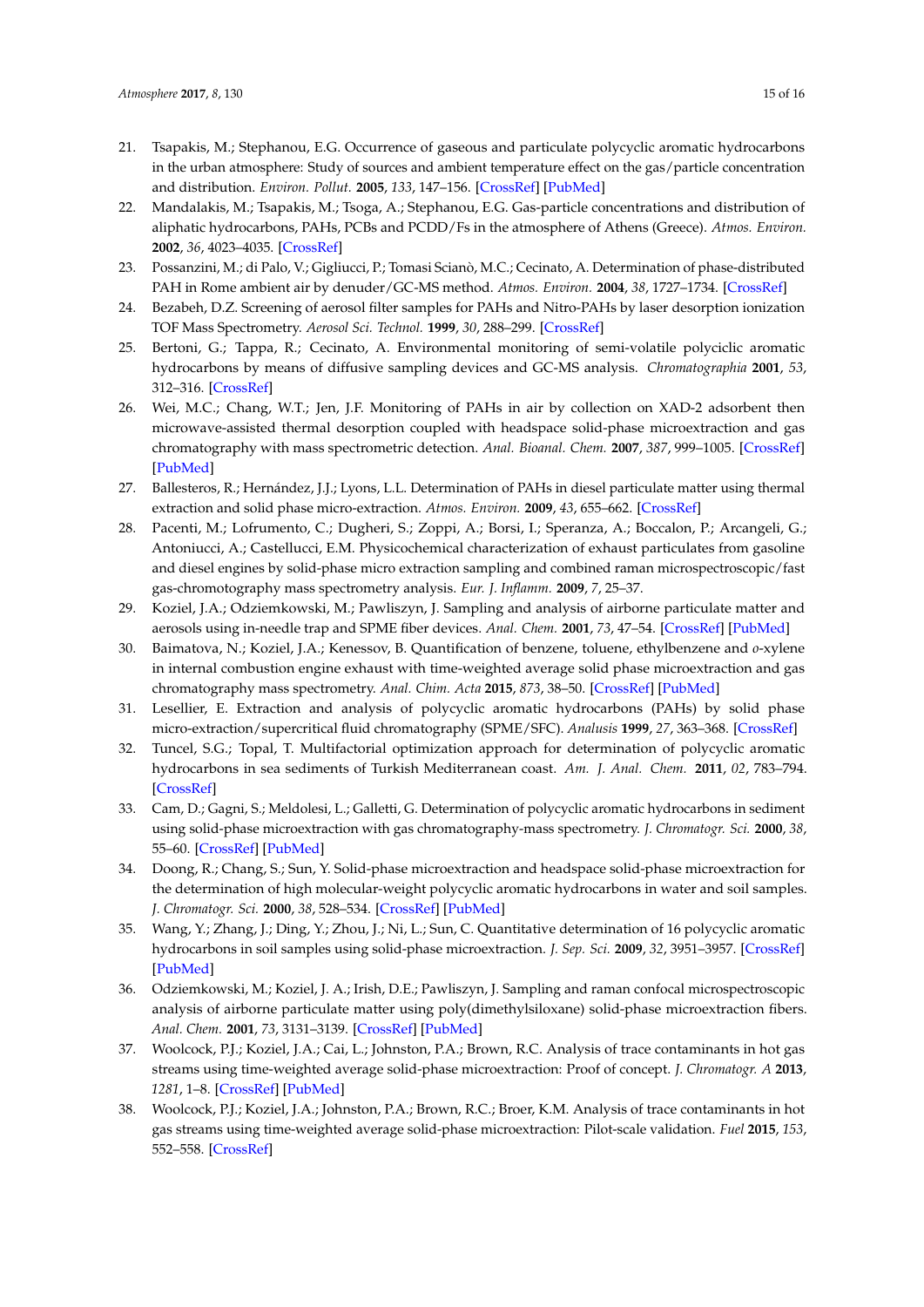21. Tsapakis, M.; Stephanou, E.G. Occurrence of gaseous and particulate polycyclic aromatic hydrocarbons in the urban atmosphere: Study of sources and ambient temperature effect on the gas/particle concentration and distribution. *Environ. Pollut.* **2005**, *133*, 147–156. [CrossRef] [PubMed]
22. Mandalakis, M.; Tsapakis, M.; Tsoga, A.; Stephanou, E.G. Gas-particle concentrations and distribution of aliphatic hydrocarbons, PAHs, PCBs and PCDD/Fs in the atmosphere of Athens (Greece). *Atmos. Environ.* **2002**, *36*, 4023–4035. [CrossRef]
23. Possanzini, M.; di Palo, V.; Gigliucci, P.; Tomasi Scianò, M.C.; Cecinato, A. Determination of phase-distributed PAH in Rome ambient air by denuder/GC-MS method. *Atmos. Environ.* **2004**, *38*, 1727–1734. [CrossRef]
24. Bezabeh, D.Z. Screening of aerosol filter samples for PAHs and Nitro-PAHs by laser desorption ionization TOF Mass Spectrometry. *Aerosol Sci. Technol.* **1999**, *30*, 288–299. [CrossRef]
25. Bertoni, G.; Tappa, R.; Cecinato, A. Environmental monitoring of semi-volatile polyciclic aromatic hydrocarbons by means of diffusive sampling devices and GC-MS analysis. *Chromatographia* **2001**, *53*, 312–316. [CrossRef]
26. Wei, M.C.; Chang, W.T.; Jen, J.F. Monitoring of PAHs in air by collection on XAD-2 adsorbent then microwave-assisted thermal desorption coupled with headspace solid-phase microextraction and gas chromatography with mass spectrometric detection. *Anal. Bioanal. Chem.* **2007**, *387*, 999–1005. [CrossRef] [PubMed]
27. Ballesteros, R.; Hernández, J.J.; Lyons, L.L. Determination of PAHs in diesel particulate matter using thermal extraction and solid phase micro-extraction. *Atmos. Environ.* **2009**, *43*, 655–662. [CrossRef]
28. Pacenti, M.; Lofrumento, C.; Dugheri, S.; Zoppi, A.; Borsi, I.; Speranza, A.; Boccalon, P.; Arcangeli, G.; Antoniucci, A.; Castellucci, E.M. Physicochemical characterization of exhaust particulates from gasoline and diesel engines by solid-phase micro extraction sampling and combined raman microspectroscopic/fast gas-chromatography mass spectrometry analysis. *Eur. J. Inflamm.* **2009**, *7*, 25–37.
29. Koziel, J.A.; Odziemkowski, M.; Pawliszyn, J. Sampling and analysis of airborne particulate matter and aerosols using in-needle trap and SPME fiber devices. *Anal. Chem.* **2001**, *73*, 47–54. [CrossRef] [PubMed]
30. Baimatova, N.; Koziel, J.A.; Kenessov, B. Quantification of benzene, toluene, ethylbenzene and *o*-xylene in internal combustion engine exhaust with time-weighted average solid phase microextraction and gas chromatography mass spectrometry. *Anal. Chim. Acta* **2015**, *873*, 38–50. [CrossRef] [PubMed]
31. Lesellier, E. Extraction and analysis of polycyclic aromatic hydrocarbons (PAHs) by solid phase micro-extraction/supercritical fluid chromatography (SPME/SFC). *Analusis* **1999**, *27*, 363–368. [CrossRef]
32. Tuncel, S.G.; Topal, T. Multifactorial optimization approach for determination of polycyclic aromatic hydrocarbons in sea sediments of Turkish Mediterranean coast. *Am. J. Anal. Chem.* **2011**, *02*, 783–794. [CrossRef]
33. Cam, D.; Gagni, S.; Meldolesi, L.; Galletti, G. Determination of polycyclic aromatic hydrocarbons in sediment using solid-phase microextraction with gas chromatography-mass spectrometry. *J. Chromatogr. Sci.* **2000**, *38*, 55–60. [CrossRef] [PubMed]
34. Doong, R.; Chang, S.; Sun, Y. Solid-phase microextraction and headspace solid-phase microextraction for the determination of high molecular-weight polycyclic aromatic hydrocarbons in water and soil samples. *J. Chromatogr. Sci.* **2000**, *38*, 528–534. [CrossRef] [PubMed]
35. Wang, Y.; Zhang, J.; Ding, Y.; Zhou, J.; Ni, L.; Sun, C. Quantitative determination of 16 polycyclic aromatic hydrocarbons in soil samples using solid-phase microextraction. *J. Sep. Sci.* **2009**, *32*, 3951–3957. [CrossRef] [PubMed]
36. Odziemkowski, M.; Koziel, J. A.; Irish, D.E.; Pawliszyn, J. Sampling and raman confocal microspectroscopic analysis of airborne particulate matter using poly(dimethylsiloxane) solid-phase microextraction fibers. *Anal. Chem.* **2001**, *73*, 3131–3139. [CrossRef] [PubMed]
37. Woolcock, P.J.; Koziel, J.A.; Cai, L.; Johnston, P.A.; Brown, R.C. Analysis of trace contaminants in hot gas streams using time-weighted average solid-phase microextraction: Proof of concept. *J. Chromatogr. A* **2013**, *1281*, 1–8. [CrossRef] [PubMed]
38. Woolcock, P.J.; Koziel, J.A.; Johnston, P.A.; Brown, R.C.; Broer, K.M. Analysis of trace contaminants in hot gas streams using time-weighted average solid-phase microextraction: Pilot-scale validation. *Fuel* **2015**, *153*, 552–558. [CrossRef]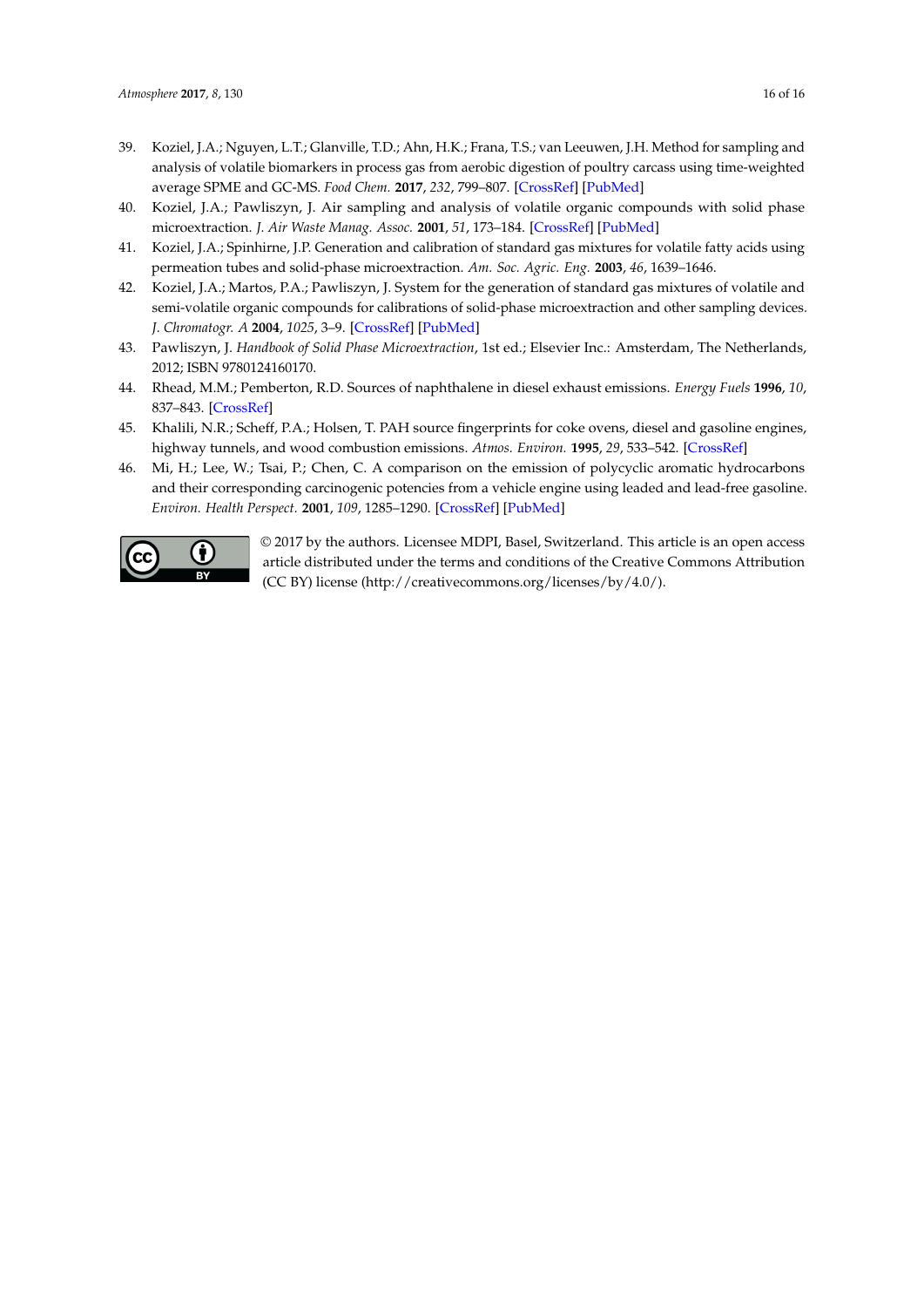39. Koziel, J.A.; Nguyen, L.T.; Glanville, T.D.; Ahn, H.K.; Frana, T.S.; van Leeuwen, J.H. Method for sampling and analysis of volatile biomarkers in process gas from aerobic digestion of poultry carcass using time-weighted average SPME and GC-MS. *Food Chem.* **2017**, *232*, 799–807. [CrossRef] [PubMed]
40. Koziel, J.A.; Pawliszyn, J. Air sampling and analysis of volatile organic compounds with solid phase microextraction. *J. Air Waste Manag. Assoc.* **2001**, *51*, 173–184. [CrossRef] [PubMed]
41. Koziel, J.A.; Spinhirne, J.P. Generation and calibration of standard gas mixtures for volatile fatty acids using permeation tubes and solid-phase microextraction. *Am. Soc. Agric. Eng.* **2003**, *46*, 1639–1646.
42. Koziel, J.A.; Martos, P.A.; Pawliszyn, J. System for the generation of standard gas mixtures of volatile and semi-volatile organic compounds for calibrations of solid-phase microextraction and other sampling devices. *J. Chromatogr. A* **2004**, *1025*, 3–9. [CrossRef] [PubMed]
43. Pawliszyn, J. *Handbook of Solid Phase Microextraction*, 1st ed.; Elsevier Inc.: Amsterdam, The Netherlands, 2012; ISBN 9780124160170.
44. Rhead, M.M.; Pemberton, R.D. Sources of naphthalene in diesel exhaust emissions. *Energy Fuels* **1996**, *10*, 837–843. [CrossRef]
45. Khalili, N.R.; Scheff, P.A.; Holsen, T. PAH source fingerprints for coke ovens, diesel and gasoline engines, highway tunnels, and wood combustion emissions. *Atmos. Environ.* **1995**, *29*, 533–542. [CrossRef]
46. Mi, H.; Lee, W.; Tsai, P.; Chen, C. A comparison on the emission of polycyclic aromatic hydrocarbons and their corresponding carcinogenic potencies from a vehicle engine using leaded and lead-free gasoline. *Environ. Health Perspect.* **2001**, *109*, 1285–1290. [CrossRef] [PubMed]

© 2017 by the authors. Licensee MDPI, Basel, Switzerland. This article is an open access article distributed under the terms and conditions of the Creative Commons Attribution (CC BY) license (http://creativecommons.org/licenses/by/4.0/).